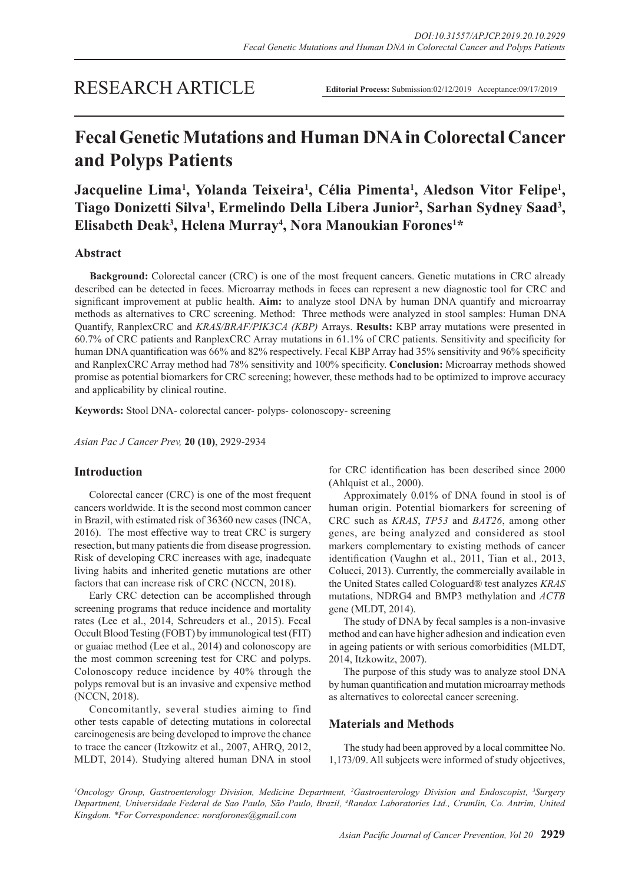# RESEARCH ARTICLE

**Editorial Process:** Submission:02/12/2019 Acceptance:09/17/2019

# Fecal Genetic Mutations and Human DNA in Colorectal Cancer and Polyps Patients

**Jacqueline Lima[1], Yolanda Teixeira[1], Célia Pimenta[1], Aledson Vitor Felipe[1], Tiago Donizetti Silva[1], Ermelindo Della Libera Junior[2], Sarhan Sydney Saad[3], Elisabeth Deak[3], Helena Murray[4], Nora Manoukian Forones[1]***

## Abstract

**Background:** Colorectal cancer (CRC) is one of the most frequent cancers. Genetic mutations in CRC already described can be detected in feces. Microarray methods in feces can represent a new diagnostic tool for CRC and significant improvement at public health. **Aim:** to analyze stool DNA by human DNA quantify and microarray methods as alternatives to CRC screening. Method: Three methods were analyzed in stool samples: Human DNA Quantify, RanplexCRC and *KRAS/BRAF/PIK3CA (KBP)* Arrays. **Results:** KBP array mutations were presented in 60.7% of CRC patients and RanplexCRC Array mutations in 61.1% of CRC patients. Sensitivity and specificity for human DNA quantification was 66% and 82% respectively. Fecal KBP Array had 35% sensitivity and 96% specificity and RanplexCRC Array method had 78% sensitivity and 100% specificity. **Conclusion:** Microarray methods showed promise as potential biomarkers for CRC screening; however, these methods had to be optimized to improve accuracy and applicability by clinical routine.

**Keywords:** Stool DNA- colorectal cancer- polyps- colonoscopy- screening

*Asian Pac J Cancer Prev,* **20 (10)**, 2929-2934

## Introduction

Colorectal cancer (CRC) is one of the most frequent cancers worldwide. It is the second most common cancer in Brazil, with estimated risk of 36360 new cases (INCA, 2016). The most effective way to treat CRC is surgery resection, but many patients die from disease progression. Risk of developing CRC increases with age, inadequate living habits and inherited genetic mutations are other factors that can increase risk of CRC (NCCN, 2018).

Early CRC detection can be accomplished through screening programs that reduce incidence and mortality rates (Lee et al., 2014, Schreuders et al., 2015). Fecal Occult Blood Testing (FOBT) by immunological test (FIT) or guaiac method (Lee et al., 2014) and colonoscopy are the most common screening test for CRC and polyps. Colonoscopy reduce incidence by 40% through the polyps removal but is an invasive and expensive method (NCCN, 2018).

Concomitantly, several studies aiming to find other tests capable of detecting mutations in colorectal carcinogenesis are being developed to improve the chance to trace the cancer (Itzkowitz et al., 2007, AHRQ, 2012, MLDT, 2014). Studying altered human DNA in stool for CRC identification has been described since 2000 (Ahlquist et al., 2000).

Approximately 0.01% of DNA found in stool is of human origin. Potential biomarkers for screening of CRC such as *KRAS*, *TP53* and *BAT26*, among other genes, are being analyzed and considered as stool markers complementary to existing methods of cancer identification (Vaughn et al., 2011, Tian et al., 2013, Colucci, 2013). Currently, the commercially available in the United States called Cologuard® test analyzes *KRAS* mutations, NDRG4 and BMP3 methylation and *ACTB* gene (MLDT, 2014).

The study of DNA by fecal samples is a non-invasive method and can have higher adhesion and indication even in ageing patients or with serious comorbidities (MLDT, 2014, Itzkowitz, 2007).

The purpose of this study was to analyze stool DNA by human quantification and mutation microarray methods as alternatives to colorectal cancer screening.

## Materials and Methods

The study had been approved by a local committee No. 1,173/09. All subjects were informed of study objectives,

[1]Oncology Group, Gastroenterology Division, Medicine Department, [2]Gastroenterology Division and Endoscopist, [3]Surgery Department, Universidade Federal de Sao Paulo, São Paulo, Brazil, [4]Randox Laboratories Ltd., Crumlin, Co. Antrim, United Kingdom. *For Correspondence: noraforones@gmail.com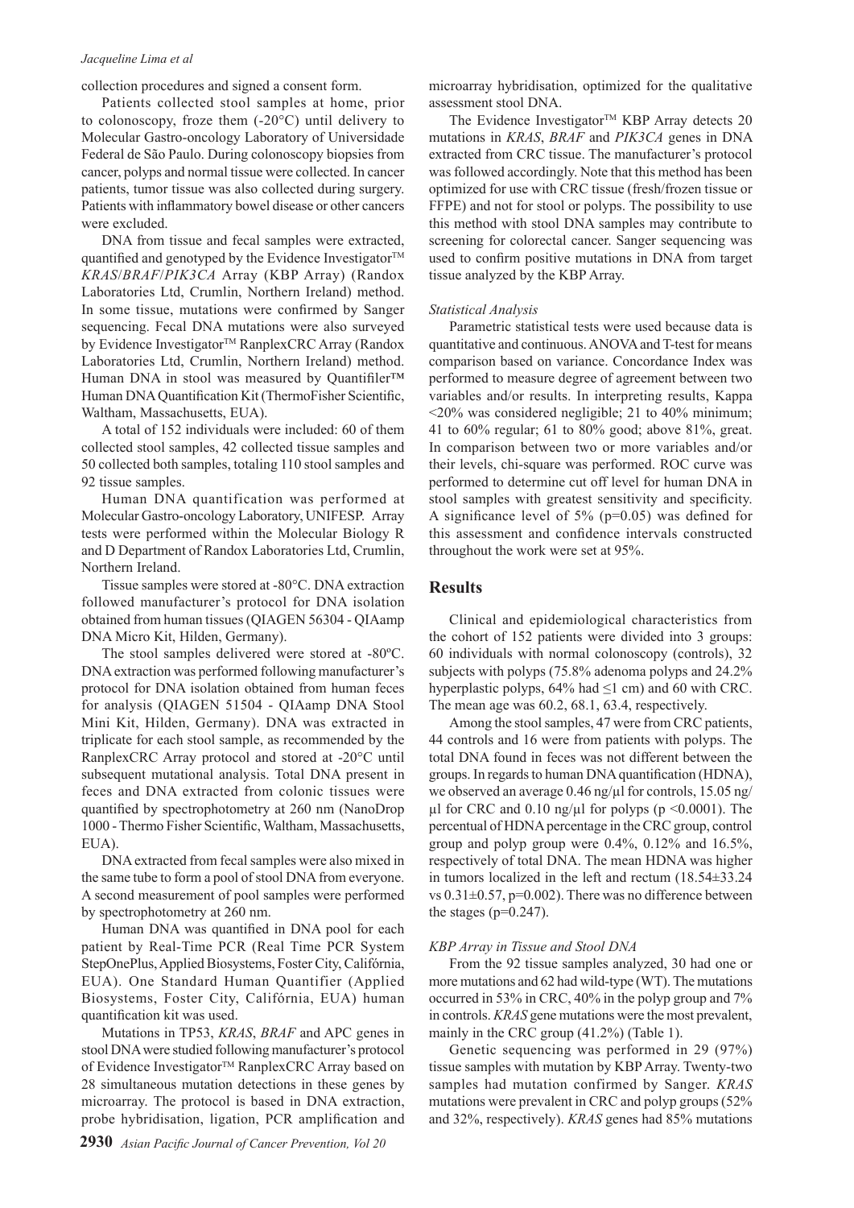collection procedures and signed a consent form.

Patients collected stool samples at home, prior to colonoscopy, froze them (-20°C) until delivery to Molecular Gastro-oncology Laboratory of Universidade Federal de São Paulo. During colonoscopy biopsies from cancer, polyps and normal tissue were collected. In cancer patients, tumor tissue was also collected during surgery. Patients with inflammatory bowel disease or other cancers were excluded.

DNA from tissue and fecal samples were extracted, quantified and genotyped by the Evidence Investigator™ *KRAS*/*BRAF*/*PIK3CA* Array (KBP Array) (Randox Laboratories Ltd, Crumlin, Northern Ireland) method. In some tissue, mutations were confirmed by Sanger sequencing. Fecal DNA mutations were also surveyed by Evidence Investigator™ RanplexCRC Array (Randox Laboratories Ltd, Crumlin, Northern Ireland) method. Human DNA in stool was measured by Quantifiler™ Human DNA Quantification Kit (ThermoFisher Scientific, Waltham, Massachusetts, EUA).

A total of 152 individuals were included: 60 of them collected stool samples, 42 collected tissue samples and 50 collected both samples, totaling 110 stool samples and 92 tissue samples.

Human DNA quantification was performed at Molecular Gastro-oncology Laboratory, UNIFESP. Array tests were performed within the Molecular Biology R and D Department of Randox Laboratories Ltd, Crumlin, Northern Ireland.

Tissue samples were stored at -80°C. DNA extraction followed manufacturer's protocol for DNA isolation obtained from human tissues (QIAGEN 56304 - QIAamp DNA Micro Kit, Hilden, Germany).

The stool samples delivered were stored at -80ºC. DNA extraction was performed following manufacturer's protocol for DNA isolation obtained from human feces for analysis (QIAGEN 51504 - QIAamp DNA Stool Mini Kit, Hilden, Germany). DNA was extracted in triplicate for each stool sample, as recommended by the RanplexCRC Array protocol and stored at -20°C until subsequent mutational analysis. Total DNA present in feces and DNA extracted from colonic tissues were quantified by spectrophotometry at 260 nm (NanoDrop 1000 - Thermo Fisher Scientific, Waltham, Massachusetts, EUA).

DNA extracted from fecal samples were also mixed in the same tube to form a pool of stool DNA from everyone. A second measurement of pool samples were performed by spectrophotometry at 260 nm.

Human DNA was quantified in DNA pool for each patient by Real-Time PCR (Real Time PCR System StepOnePlus, Applied Biosystems, Foster City, Califórnia, EUA). One Standard Human Quantifier (Applied Biosystems, Foster City, Califórnia, EUA) human quantification kit was used.

Mutations in TP53, *KRAS*, *BRAF* and APC genes in stool DNA were studied following manufacturer's protocol of Evidence Investigator™ RanplexCRC Array based on 28 simultaneous mutation detections in these genes by microarray. The protocol is based in DNA extraction, probe hybridisation, ligation, PCR amplification and microarray hybridisation, optimized for the qualitative assessment stool DNA.

The Evidence Investigator™ KBP Array detects 20 mutations in *KRAS*, *BRAF* and *PIK3CA* genes in DNA extracted from CRC tissue. The manufacturer's protocol was followed accordingly. Note that this method has been optimized for use with CRC tissue (fresh/frozen tissue or FFPE) and not for stool or polyps. The possibility to use this method with stool DNA samples may contribute to screening for colorectal cancer. Sanger sequencing was used to confirm positive mutations in DNA from target tissue analyzed by the KBP Array.

*Statistical Analysis*

Parametric statistical tests were used because data is quantitative and continuous. ANOVA and T-test for means comparison based on variance. Concordance Index was performed to measure degree of agreement between two variables and/or results. In interpreting results, Kappa <20% was considered negligible; 21 to 40% minimum; 41 to 60% regular; 61 to 80% good; above 81%, great. In comparison between two or more variables and/or their levels, chi-square was performed. ROC curve was performed to determine cut off level for human DNA in stool samples with greatest sensitivity and specificity. A significance level of 5% ($p=0.05$) was defined for this assessment and confidence intervals constructed throughout the work were set at 95%.

## Results

Clinical and epidemiological characteristics from the cohort of 152 patients were divided into 3 groups: 60 individuals with normal colonoscopy (controls), 32 subjects with polyps (75.8% adenoma polyps and 24.2% hyperplastic polyps, 64% had ≤1 cm) and 60 with CRC. The mean age was 60.2, 68.1, 63.4, respectively.

Among the stool samples, 47 were from CRC patients, 44 controls and 16 were from patients with polyps. The total DNA found in feces was not different between the groups. In regards to human DNA quantification (HDNA), we observed an average 0.46 ng/µl for controls, 15.05 ng/µl for CRC and 0.10 ng/µl for polyps ($p<0.0001$). The percentual of HDNA percentage in the CRC group, control group and polyp group were 0.4%, 0.12% and 16.5%, respectively of total DNA. The mean HDNA was higher in tumors localized in the left and rectum (18.54±33.24 vs 0.31±0.57, $p=0.002$). There was no difference between the stages ($p=0.247$).

*KBP Array in Tissue and Stool DNA*

From the 92 tissue samples analyzed, 30 had one or more mutations and 62 had wild-type (WT). The mutations occurred in 53% in CRC, 40% in the polyp group and 7% in controls. *KRAS* gene mutations were the most prevalent, mainly in the CRC group (41.2%) (Table 1).

Genetic sequencing was performed in 29 (97%) tissue samples with mutation by KBP Array. Twenty-two samples had mutation confirmed by Sanger. *KRAS* mutations were prevalent in CRC and polyp groups (52% and 32%, respectively). *KRAS* genes had 85% mutations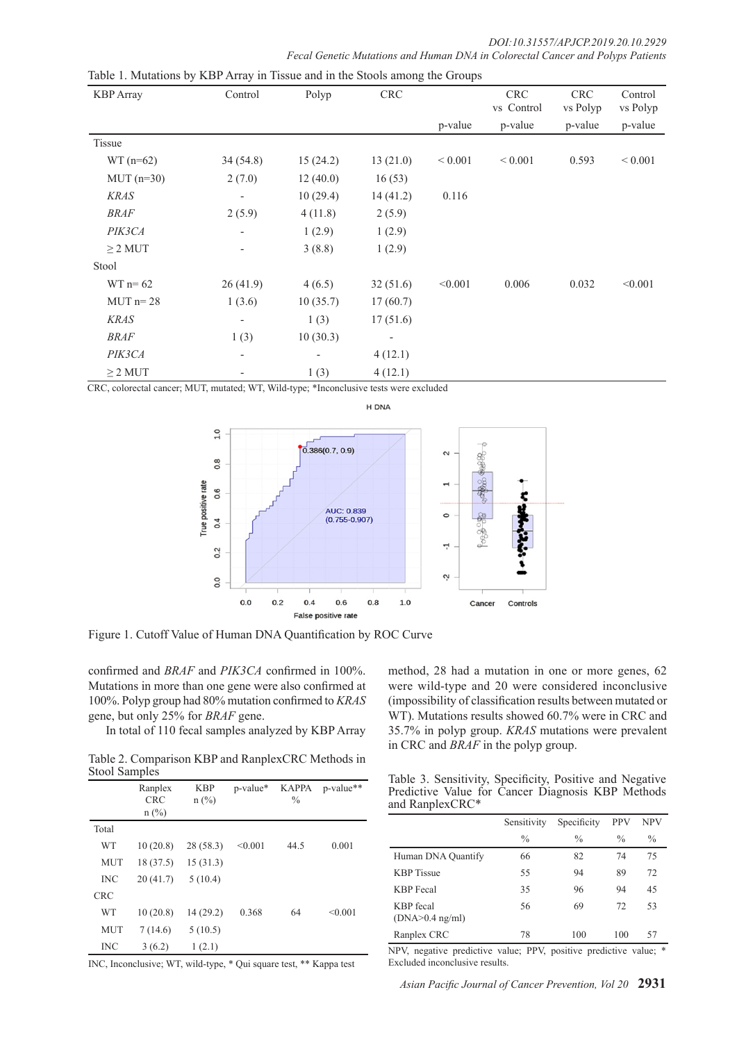Table 1. Mutations by KBP Array in Tissue and in the Stools among the Groups

| KBP Array | Control | Polyp | CRC | p-value | CRC vs Control p-value | CRC vs Polyp p-value | Control vs Polyp p-value |
|---|---|---|---|---|---|---|---|
| Tissue | | | | | | | |
| WT (n=62) | 34 (54.8) | 15 (24.2) | 13 (21.0) | < 0.001 | < 0.001 | 0.593 | < 0.001 |
| MUT (n=30) | 2 (7.0) | 12 (40.0) | 16 (53) | | | | |
| *KRAS* | - | 10 (29.4) | 14 (41.2) | 0.116 | | | |
| *BRAF* | 2 (5.9) | 4 (11.8) | 2 (5.9) | | | | |
| *PIK3CA* | - | 1 (2.9) | 1 (2.9) | | | | |
| ≥ 2 MUT | - | 3 (8.8) | 1 (2.9) | | | | |
| Stool | | | | | | | |
| WT n= 62 | 26 (41.9) | 4 (6.5) | 32 (51.6) | <0.001 | 0.006 | 0.032 | <0.001 |
| MUT n= 28 | 1 (3.6) | 10 (35.7) | 17 (60.7) | | | | |
| *KRAS* | - | 1 (3) | 17 (51.6) | | | | |
| *BRAF* | 1 (3) | 10 (30.3) | - | | | | |
| *PIK3CA* | - | - | 4 (12.1) | | | | |
| ≥ 2 MUT | - | 1 (3) | 4 (12.1) | | | | |

CRC, colorectal cancer; MUT, mutated; WT, Wild-type; *Inconclusive tests were excluded

Figure 1. Cutoff Value of Human DNA Quantification by ROC Curve

confirmed and *BRAF* and *PIK3CA* confirmed in 100%. Mutations in more than one gene were also confirmed at 100%. Polyp group had 80% mutation confirmed to *KRAS* gene, but only 25% for *BRAF* gene.

In total of 110 fecal samples analyzed by KBP Array method, 28 had a mutation in one or more genes, 62 were wild-type and 20 were considered inconclusive (impossibility of classification results between mutated or WT). Mutations results showed 60.7% were in CRC and 35.7% in polyp group. *KRAS* mutations were prevalent in CRC and *BRAF* in the polyp group.

Table 2. Comparison KBP and RanplexCRC Methods in Stool Samples

| | Ranplex CRC n (%) | KBP n (%) | p-value* | KAPPA % | p-value** |
|---|---|---|---|---|---|
| Total | | | | | |
| WT | 10 (20.8) | 28 (58.3) | <0.001 | 44.5 | 0.001 |
| MUT | 18 (37.5) | 15 (31.3) | | | |
| INC | 20 (41.7) | 5 (10.4) | | | |
| CRC | | | | | |
| WT | 10 (20.8) | 14 (29.2) | 0.368 | 64 | <0.001 |
| MUT | 7 (14.6) | 5 (10.5) | | | |
| INC | 3 (6.2) | 1 (2.1) | | | |

INC, Inconclusive; WT, wild-type, * Qui square test, ** Kappa test

Table 3. Sensitivity, Specificity, Positive and Negative Predictive Value for Cancer Diagnosis KBP Methods and RanplexCRC*

| | Sensitivity % | Specificity % | PPV % | NPV % |
|---|---|---|---|---|
| Human DNA Quantify | 66 | 82 | 74 | 75 |
| KBP Tissue | 55 | 94 | 89 | 72 |
| KBP Fecal | 35 | 96 | 94 | 45 |
| KBP fecal (DNA>0.4 ng/ml) | 56 | 69 | 72 | 53 |
| Ranplex CRC | 78 | 100 | 100 | 57 |

NPV, negative predictive value; PPV, positive predictive value; * Excluded inconclusive results.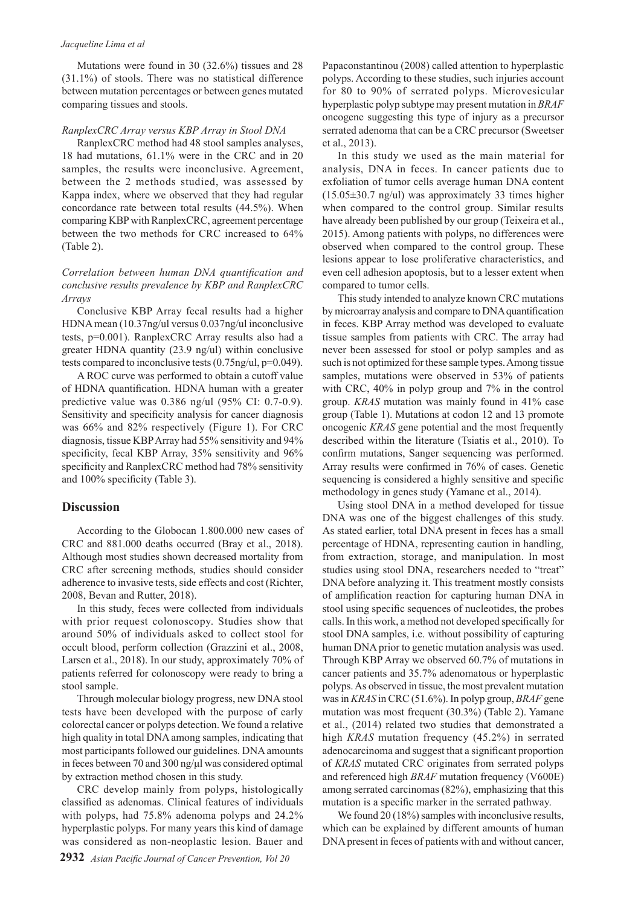Mutations were found in 30 (32.6%) tissues and 28 (31.1%) of stools. There was no statistical difference between mutation percentages or between genes mutated comparing tissues and stools.

*RanplexCRC Array versus KBP Array in Stool DNA*

RanplexCRC method had 48 stool samples analyses, 18 had mutations, 61.1% were in the CRC and in 20 samples, the results were inconclusive. Agreement, between the 2 methods studied, was assessed by Kappa index, where we observed that they had regular concordance rate between total results (44.5%). When comparing KBP with RanplexCRC, agreement percentage between the two methods for CRC increased to 64% (Table 2).

*Correlation between human DNA quantification and conclusive results prevalence by KBP and RanplexCRC Arrays*

Conclusive KBP Array fecal results had a higher HDNA mean (10.37ng/ul versus 0.037ng/ul inconclusive tests, p=0.001). RanplexCRC Array results also had a greater HDNA quantity (23.9 ng/ul) within conclusive tests compared to inconclusive tests (0.75ng/ul, p=0.049).

A ROC curve was performed to obtain a cutoff value of HDNA quantification. HDNA human with a greater predictive value was 0.386 ng/ul (95% CI: 0.7-0.9). Sensitivity and specificity analysis for cancer diagnosis was 66% and 82% respectively (Figure 1). For CRC diagnosis, tissue KBP Array had 55% sensitivity and 94% specificity, fecal KBP Array, 35% sensitivity and 96% specificity and RanplexCRC method had 78% sensitivity and 100% specificity (Table 3).

## Discussion

According to the Globocan 1.800.000 new cases of CRC and 881.000 deaths occurred (Bray et al., 2018). Although most studies shown decreased mortality from CRC after screening methods, studies should consider adherence to invasive tests, side effects and cost (Richter, 2008, Bevan and Rutter, 2018).

In this study, feces were collected from individuals with prior request colonoscopy. Studies show that around 50% of individuals asked to collect stool for occult blood, perform collection (Grazzini et al., 2008, Larsen et al., 2018). In our study, approximately 70% of patients referred for colonoscopy were ready to bring a stool sample.

Through molecular biology progress, new DNA stool tests have been developed with the purpose of early colorectal cancer or polyps detection. We found a relative high quality in total DNA among samples, indicating that most participants followed our guidelines. DNA amounts in feces between 70 and 300 ng/µl was considered optimal by extraction method chosen in this study.

CRC develop mainly from polyps, histologically classified as adenomas. Clinical features of individuals with polyps, had 75.8% adenoma polyps and 24.2% hyperplastic polyps. For many years this kind of damage was considered as non-neoplastic lesion. Bauer and Papaconstantinou (2008) called attention to hyperplastic polyps. According to these studies, such injuries account for 80 to 90% of serrated polyps. Microvesicular hyperplastic polyp subtype may present mutation in *BRAF* oncogene suggesting this type of injury as a precursor serrated adenoma that can be a CRC precursor (Sweetser et al., 2013).

In this study we used as the main material for analysis, DNA in feces. In cancer patients due to exfoliation of tumor cells average human DNA content (15.05±30.7 ng/ul) was approximately 33 times higher when compared to the control group. Similar results have already been published by our group (Teixeira et al., 2015). Among patients with polyps, no differences were observed when compared to the control group. These lesions appear to lose proliferative characteristics, and even cell adhesion apoptosis, but to a lesser extent when compared to tumor cells.

This study intended to analyze known CRC mutations by microarray analysis and compare to DNA quantification in feces. KBP Array method was developed to evaluate tissue samples from patients with CRC. The array had never been assessed for stool or polyp samples and as such is not optimized for these sample types. Among tissue samples, mutations were observed in 53% of patients with CRC, 40% in polyp group and 7% in the control group. *KRAS* mutation was mainly found in 41% case group (Table 1). Mutations at codon 12 and 13 promote oncogenic *KRAS* gene potential and the most frequently described within the literature (Tsiatis et al., 2010). To confirm mutations, Sanger sequencing was performed. Array results were confirmed in 76% of cases. Genetic sequencing is considered a highly sensitive and specific methodology in genes study (Yamane et al., 2014).

Using stool DNA in a method developed for tissue DNA was one of the biggest challenges of this study. As stated earlier, total DNA present in feces has a small percentage of HDNA, representing caution in handling, from extraction, storage, and manipulation. In most studies using stool DNA, researchers needed to "treat" DNA before analyzing it. This treatment mostly consists of amplification reaction for capturing human DNA in stool using specific sequences of nucleotides, the probes calls. In this work, a method not developed specifically for stool DNA samples, i.e. without possibility of capturing human DNA prior to genetic mutation analysis was used. Through KBP Array we observed 60.7% of mutations in cancer patients and 35.7% adenomatous or hyperplastic polyps. As observed in tissue, the most prevalent mutation was in *KRAS* in CRC (51.6%). In polyp group, *BRAF* gene mutation was most frequent (30.3%) (Table 2). Yamane et al., (2014) related two studies that demonstrated a high *KRAS* mutation frequency (45.2%) in serrated adenocarcinoma and suggest that a significant proportion of *KRAS* mutated CRC originates from serrated polyps and referenced high *BRAF* mutation frequency (V600E) among serrated carcinomas (82%), emphasizing that this mutation is a specific marker in the serrated pathway.

We found 20 (18%) samples with inconclusive results, which can be explained by different amounts of human DNA present in feces of patients with and without cancer,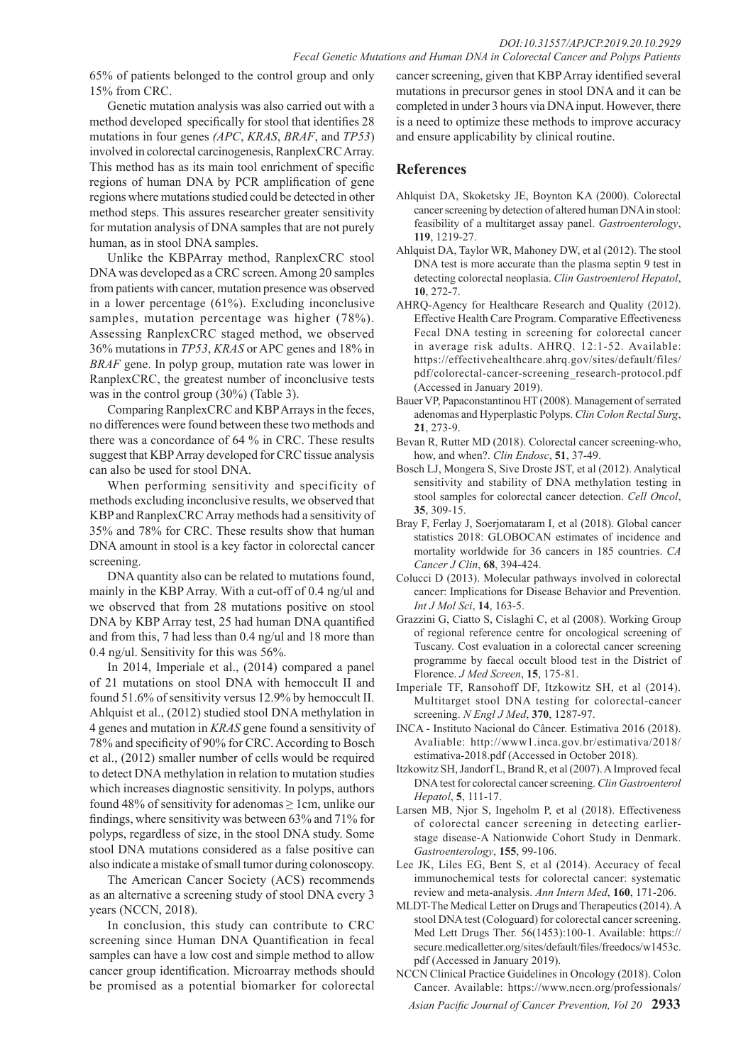65% of patients belonged to the control group and only 15% from CRC.

Genetic mutation analysis was also carried out with a method developed specifically for stool that identifies 28 mutations in four genes *(APC*, *KRAS*, *BRAF*, and *TP53*) involved in colorectal carcinogenesis, RanplexCRC Array. This method has as its main tool enrichment of specific regions of human DNA by PCR amplification of gene regions where mutations studied could be detected in other method steps. This assures researcher greater sensitivity for mutation analysis of DNA samples that are not purely human, as in stool DNA samples.

Unlike the KBPArray method, RanplexCRC stool DNA was developed as a CRC screen. Among 20 samples from patients with cancer, mutation presence was observed in a lower percentage (61%). Excluding inconclusive samples, mutation percentage was higher (78%). Assessing RanplexCRC staged method, we observed 36% mutations in *TP53*, *KRAS* or APC genes and 18% in *BRAF* gene. In polyp group, mutation rate was lower in RanplexCRC, the greatest number of inconclusive tests was in the control group (30%) (Table 3).

Comparing RanplexCRC and KBP Arrays in the feces, no differences were found between these two methods and there was a concordance of 64 % in CRC. These results suggest that KBP Array developed for CRC tissue analysis can also be used for stool DNA.

When performing sensitivity and specificity of methods excluding inconclusive results, we observed that KBP and RanplexCRC Array methods had a sensitivity of 35% and 78% for CRC. These results show that human DNA amount in stool is a key factor in colorectal cancer screening.

DNA quantity also can be related to mutations found, mainly in the KBP Array. With a cut-off of 0.4 ng/ul and we observed that from 28 mutations positive on stool DNA by KBP Array test, 25 had human DNA quantified and from this, 7 had less than 0.4 ng/ul and 18 more than 0.4 ng/ul. Sensitivity for this was 56%.

In 2014, Imperiale et al., (2014) compared a panel of 21 mutations on stool DNA with hemoccult II and found 51.6% of sensitivity versus 12.9% by hemoccult II. Ahlquist et al., (2012) studied stool DNA methylation in 4 genes and mutation in *KRAS* gene found a sensitivity of 78% and specificity of 90% for CRC. According to Bosch et al., (2012) smaller number of cells would be required to detect DNA methylation in relation to mutation studies which increases diagnostic sensitivity. In polyps, authors found 48% of sensitivity for adenomas ≥ 1cm, unlike our findings, where sensitivity was between 63% and 71% for polyps, regardless of size, in the stool DNA study. Some stool DNA mutations considered as a false positive can also indicate a mistake of small tumor during colonoscopy.

The American Cancer Society (ACS) recommends as an alternative a screening study of stool DNA every 3 years (NCCN, 2018).

In conclusion, this study can contribute to CRC screening since Human DNA Quantification in fecal samples can have a low cost and simple method to allow cancer group identification. Microarray methods should be promised as a potential biomarker for colorectal cancer screening, given that KBP Array identified several mutations in precursor genes in stool DNA and it can be completed in under 3 hours via DNA input. However, there is a need to optimize these methods to improve accuracy and ensure applicability by clinical routine.

## References

Ahlquist DA, Skoketsky JE, Boynton KA (2000). Colorectal cancer screening by detection of altered human DNA in stool: feasibility of a multitarget assay panel. *Gastroenterology*, **119**, 1219-27.

Ahlquist DA, Taylor WR, Mahoney DW, et al (2012). The stool DNA test is more accurate than the plasma septin 9 test in detecting colorectal neoplasia. *Clin Gastroenterol Hepatol*, **10**, 272-7.

AHRQ-Agency for Healthcare Research and Quality (2012). Effective Health Care Program. Comparative Effectiveness Fecal DNA testing in screening for colorectal cancer in average risk adults. AHRQ. 12:1-52. Available: https://effectivehealthcare.ahrq.gov/sites/default/files/pdf/colorectal-cancer-screening_research-protocol.pdf (Accessed in January 2019).

Bauer VP, Papaconstantinou HT (2008). Management of serrated adenomas and Hyperplastic Polyps. *Clin Colon Rectal Surg*, **21**, 273-9.

Bevan R, Rutter MD (2018). Colorectal cancer screening-who, how, and when?. *Clin Endosc*, **51**, 37-49.

Bosch LJ, Mongera S, Sive Droste JST, et al (2012). Analytical sensitivity and stability of DNA methylation testing in stool samples for colorectal cancer detection. *Cell Oncol*, **35**, 309-15.

Bray F, Ferlay J, Soerjomataram I, et al (2018). Global cancer statistics 2018: GLOBOCAN estimates of incidence and mortality worldwide for 36 cancers in 185 countries. *CA Cancer J Clin*, **68**, 394-424.

Colucci D (2013). Molecular pathways involved in colorectal cancer: Implications for Disease Behavior and Prevention. *Int J Mol Sci*, **14**, 163-5.

Grazzini G, Ciatto S, Cislaghi C, et al (2008). Working Group of regional reference centre for oncological screening of Tuscany. Cost evaluation in a colorectal cancer screening programme by faecal occult blood test in the District of Florence. *J Med Screen*, **15**, 175-81.

Imperiale TF, Ransohoff DF, Itzkowitz SH, et al (2014). Multitarget stool DNA testing for colorectal-cancer screening. *N Engl J Med*, **370**, 1287-97.

INCA - Instituto Nacional do Câncer. Estimativa 2016 (2018). Avaliable: http://www1.inca.gov.br/estimativa/2018/estimativa-2018.pdf (Accessed in October 2018).

Itzkowitz SH, Jandorf L, Brand R, et al (2007). A Improved fecal DNA test for colorectal cancer screening. *Clin Gastroenterol Hepatol*, **5**, 111-17.

Larsen MB, Njor S, Ingeholm P, et al (2018). Effectiveness of colorectal cancer screening in detecting earlier-stage disease-A Nationwide Cohort Study in Denmark. *Gastroenterology*, **155**, 99-106.

Lee JK, Liles EG, Bent S, et al (2014). Accuracy of fecal immunochemical tests for colorectal cancer: systematic review and meta-analysis. *Ann Intern Med*, **160**, 171-206.

MLDT-The Medical Letter on Drugs and Therapeutics (2014). A stool DNA test (Cologuard) for colorectal cancer screening. Med Lett Drugs Ther. 56(1453):100-1. Available: https://secure.medicalletter.org/sites/default/files/freedocs/w1453c.pdf (Accessed in January 2019).

NCCN Clinical Practice Guidelines in Oncology (2018). Colon Cancer. Available: https://www.nccn.org/professionals/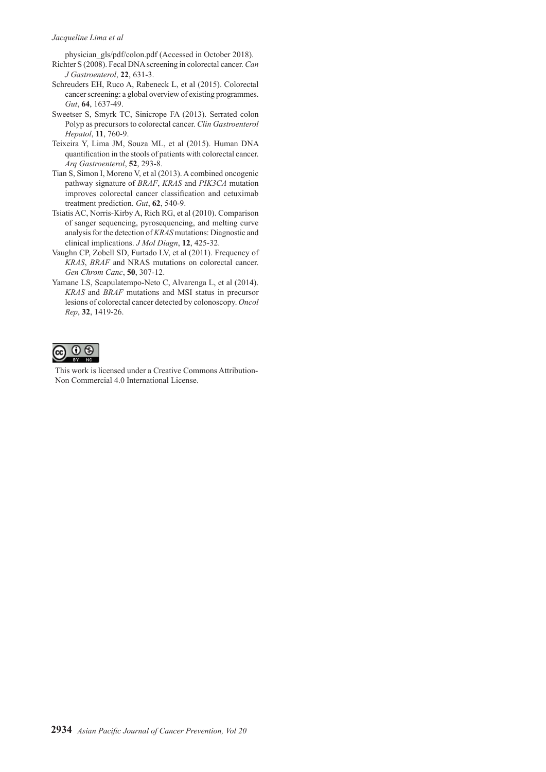physician_gls/pdf/colon.pdf (Accessed in October 2018).

Richter S (2008). Fecal DNA screening in colorectal cancer. *Can J Gastroenterol*, **22**, 631-3.

Schreuders EH, Ruco A, Rabeneck L, et al (2015). Colorectal cancer screening: a global overview of existing programmes. *Gut*, **64**, 1637-49.

Sweetser S, Smyrk TC, Sinicrope FA (2013). Serrated colon Polyp as precursors to colorectal cancer. *Clin Gastroenterol Hepatol*, **11**, 760-9.

Teixeira Y, Lima JM, Souza ML, et al (2015). Human DNA quantification in the stools of patients with colorectal cancer. *Arq Gastroenterol*, **52**, 293-8.

Tian S, Simon I, Moreno V, et al (2013). A combined oncogenic pathway signature of *BRAF*, *KRAS* and *PIK3CA* mutation improves colorectal cancer classification and cetuximab treatment prediction. *Gut*, **62**, 540-9.

Tsiatis AC, Norris-Kirby A, Rich RG, et al (2010). Comparison of sanger sequencing, pyrosequencing, and melting curve analysis for the detection of *KRAS* mutations: Diagnostic and clinical implications. *J Mol Diagn*, **12**, 425-32.

Vaughn CP, Zobell SD, Furtado LV, et al (2011). Frequency of *KRAS*, *BRAF* and NRAS mutations on colorectal cancer. *Gen Chrom Canc*, **50**, 307-12.

Yamane LS, Scapulatempo-Neto C, Alvarenga L, et al (2014). *KRAS* and *BRAF* mutations and MSI status in precursor lesions of colorectal cancer detected by colonoscopy. *Oncol Rep*, **32**, 1419-26.

This work is licensed under a Creative Commons Attribution-Non Commercial 4.0 International License.